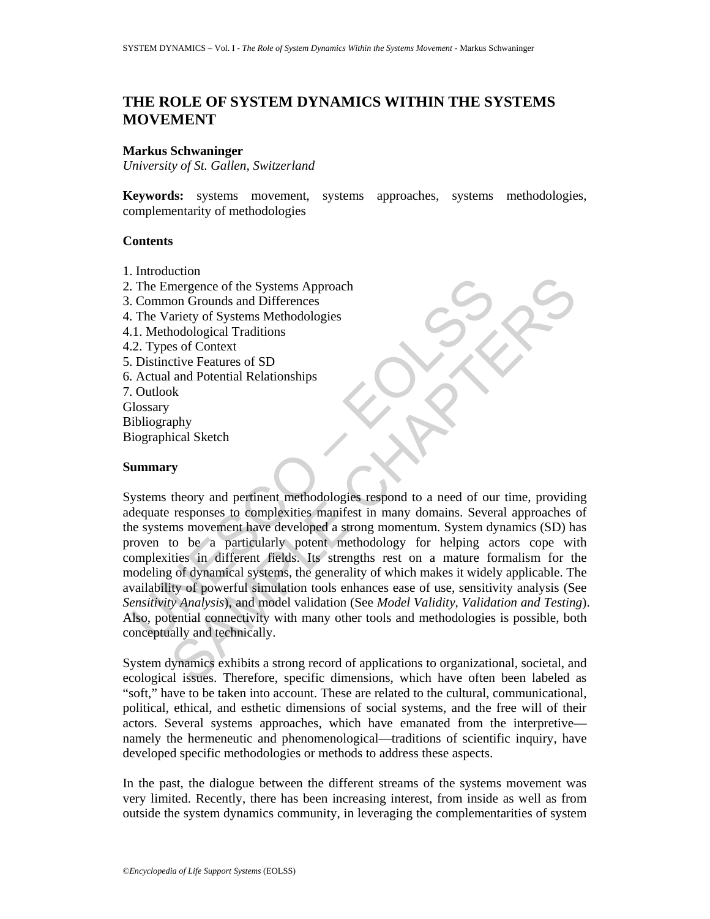# THE ROLE OF SYSTEM DYNAMICS WITHIN THE SYSTEMS MOVEMENT

**Markus Schwaninger**

*University of St. Gallen, Switzerland*

**Keywords:** systems movement, systems approaches, systems methodologies, complementarity of methodologies

**Contents**

1. Introduction
2. The Emergence of the Systems Approach
3. Common Grounds and Differences
4. The Variety of Systems Methodologies
4.1. Methodological Traditions
4.2. Types of Context
5. Distinctive Features of SD
6. Actual and Potential Relationships
7. Outlook

Glossary
Bibliography
Biographical Sketch

**Summary**

Systems theory and pertinent methodologies respond to a need of our time, providing adequate responses to complexities manifest in many domains. Several approaches of the systems movement have developed a strong momentum. System dynamics (SD) has proven to be a particularly potent methodology for helping actors cope with complexities in different fields. Its strengths rest on a mature formalism for the modeling of dynamical systems, the generality of which makes it widely applicable. The availability of powerful simulation tools enhances ease of use, sensitivity analysis (See *Sensitivity Analysis*), and model validation (See *Model Validity, Validation and Testing*). Also, potential connectivity with many other tools and methodologies is possible, both conceptually and technically.

System dynamics exhibits a strong record of applications to organizational, societal, and ecological issues. Therefore, specific dimensions, which have often been labeled as "soft," have to be taken into account. These are related to the cultural, communicational, political, ethical, and esthetic dimensions of social systems, and the free will of their actors. Several systems approaches, which have emanated from the interpretive—namely the hermeneutic and phenomenological—traditions of scientific inquiry, have developed specific methodologies or methods to address these aspects.

In the past, the dialogue between the different streams of the systems movement was very limited. Recently, there has been increasing interest, from inside as well as from outside the system dynamics community, in leveraging the complementarities of system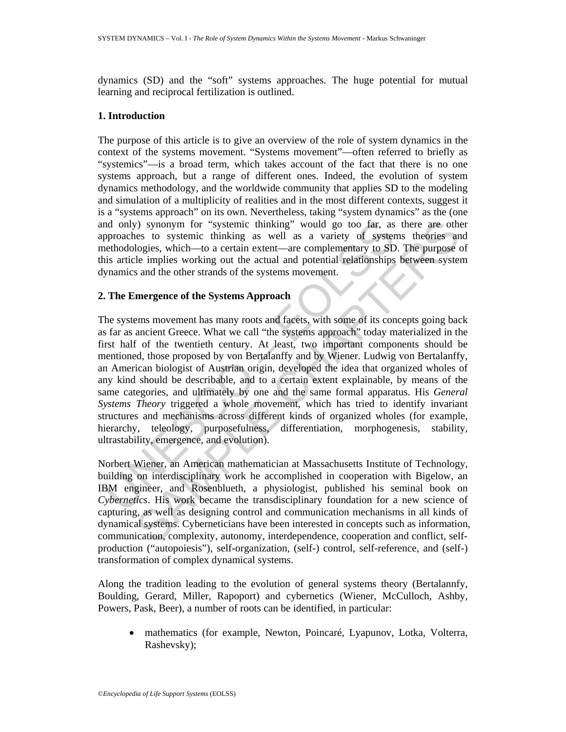dynamics (SD) and the "soft" systems approaches. The huge potential for mutual learning and reciprocal fertilization is outlined.

## 1. Introduction

The purpose of this article is to give an overview of the role of system dynamics in the context of the systems movement. "Systems movement"—often referred to briefly as "systemics"—is a broad term, which takes account of the fact that there is no one systems approach, but a range of different ones. Indeed, the evolution of system dynamics methodology, and the worldwide community that applies SD to the modeling and simulation of a multiplicity of realities and in the most different contexts, suggest it is a "systems approach" on its own. Nevertheless, taking "system dynamics" as the (one and only) synonym for "systemic thinking" would go too far, as there are other approaches to systemic thinking as well as a variety of systems theories and methodologies, which—to a certain extent—are complementary to SD. The purpose of this article implies working out the actual and potential relationships between system dynamics and the other strands of the systems movement.

## 2. The Emergence of the Systems Approach

The systems movement has many roots and facets, with some of its concepts going back as far as ancient Greece. What we call "the systems approach" today materialized in the first half of the twentieth century. At least, two important components should be mentioned, those proposed by von Bertalanffy and by Wiener. Ludwig von Bertalanffy, an American biologist of Austrian origin, developed the idea that organized wholes of any kind should be describable, and to a certain extent explainable, by means of the same categories, and ultimately by one and the same formal apparatus. His *General Systems Theory* triggered a whole movement, which has tried to identify invariant structures and mechanisms across different kinds of organized wholes (for example, hierarchy, teleology, purposefulness, differentiation, morphogenesis, stability, ultrastability, emergence, and evolution).

Norbert Wiener, an American mathematician at Massachusetts Institute of Technology, building on interdisciplinary work he accomplished in cooperation with Bigelow, an IBM engineer, and Rosenblueth, a physiologist, published his seminal book on *Cybernetics*. His work became the transdisciplinary foundation for a new science of capturing, as well as designing control and communication mechanisms in all kinds of dynamical systems. Cyberneticians have been interested in concepts such as information, communication, complexity, autonomy, interdependence, cooperation and conflict, self-production ("autopoiesis"), self-organization, (self-) control, self-reference, and (self-) transformation of complex dynamical systems.

Along the tradition leading to the evolution of general systems theory (Bertalannfy, Boulding, Gerard, Miller, Rapoport) and cybernetics (Wiener, McCulloch, Ashby, Powers, Pask, Beer), a number of roots can be identified, in particular:

- mathematics (for example, Newton, Poincaré, Lyapunov, Lotka, Volterra, Rashevsky);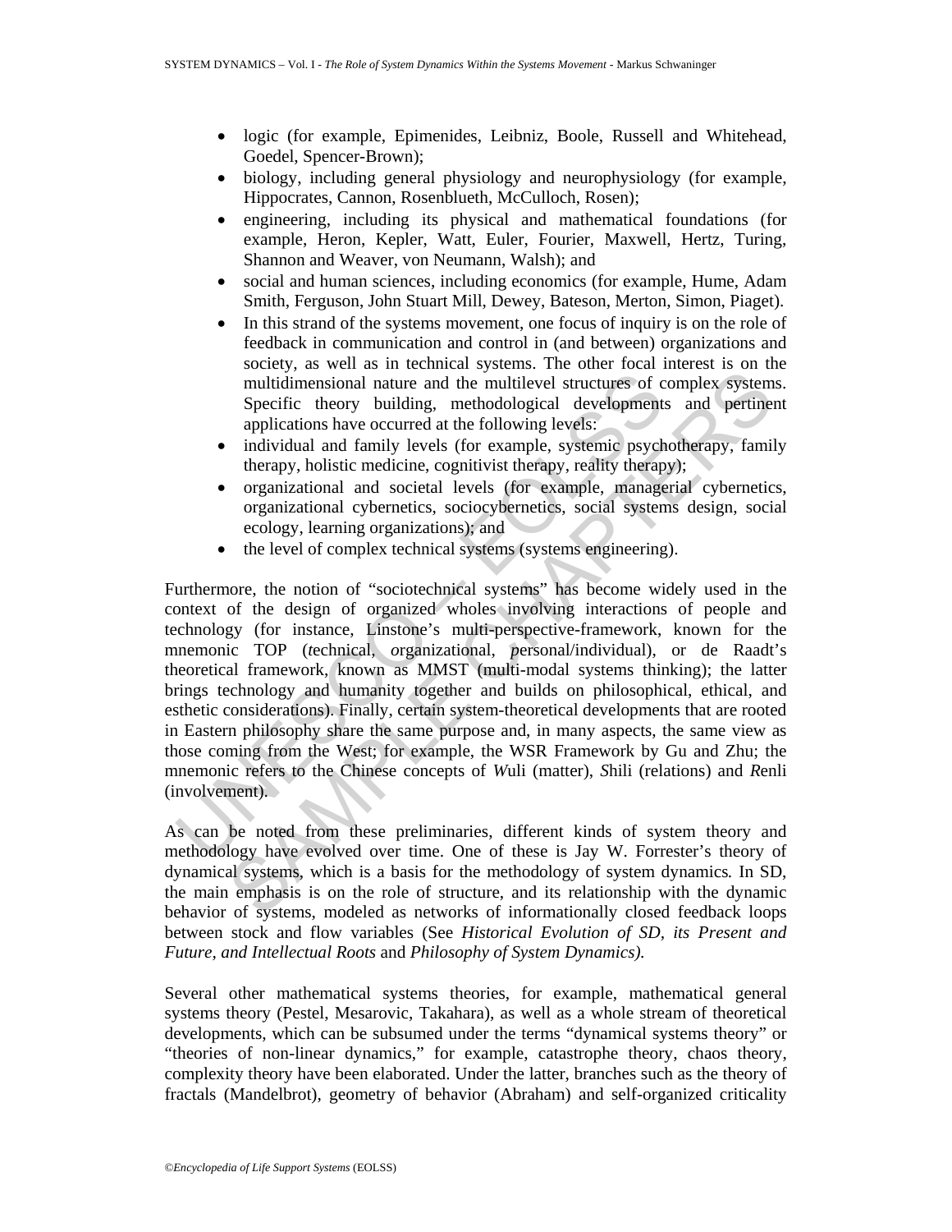- logic (for example, Epimenides, Leibniz, Boole, Russell and Whitehead, Goedel, Spencer-Brown);
- biology, including general physiology and neurophysiology (for example, Hippocrates, Cannon, Rosenblueth, McCulloch, Rosen);
- engineering, including its physical and mathematical foundations (for example, Heron, Kepler, Watt, Euler, Fourier, Maxwell, Hertz, Turing, Shannon and Weaver, von Neumann, Walsh); and
- social and human sciences, including economics (for example, Hume, Adam Smith, Ferguson, John Stuart Mill, Dewey, Bateson, Merton, Simon, Piaget).
- In this strand of the systems movement, one focus of inquiry is on the role of feedback in communication and control in (and between) organizations and society, as well as in technical systems. The other focal interest is on the multidimensional nature and the multilevel structures of complex systems. Specific theory building, methodological developments and pertinent applications have occurred at the following levels:
- individual and family levels (for example, systemic psychotherapy, family therapy, holistic medicine, cognitivist therapy, reality therapy);
- organizational and societal levels (for example, managerial cybernetics, organizational cybernetics, sociocybernetics, social systems design, social ecology, learning organizations); and
- the level of complex technical systems (systems engineering).

Furthermore, the notion of "sociotechnical systems" has become widely used in the context of the design of organized wholes involving interactions of people and technology (for instance, Linstone's multi-perspective-framework, known for the mnemonic TOP (*t*echnical, *o*rganizational, *p*ersonal/individual), or de Raadt's theoretical framework, known as MMST (multi-modal systems thinking); the latter brings technology and humanity together and builds on philosophical, ethical, and esthetic considerations). Finally, certain system-theoretical developments that are rooted in Eastern philosophy share the same purpose and, in many aspects, the same view as those coming from the West; for example, the WSR Framework by Gu and Zhu; the mnemonic refers to the Chinese concepts of *W*uli (matter), *S*hili (relations) and *R*enli (involvement).

As can be noted from these preliminaries, different kinds of system theory and methodology have evolved over time. One of these is Jay W. Forrester's theory of dynamical systems, which is a basis for the methodology of system dynamics*.* In SD, the main emphasis is on the role of structure, and its relationship with the dynamic behavior of systems, modeled as networks of informationally closed feedback loops between stock and flow variables (See *Historical Evolution of SD, its Present and Future, and Intellectual Roots* and *Philosophy of System Dynamics).*

Several other mathematical systems theories, for example, mathematical general systems theory (Pestel, Mesarovic, Takahara), as well as a whole stream of theoretical developments, which can be subsumed under the terms "dynamical systems theory" or "theories of non-linear dynamics," for example, catastrophe theory, chaos theory, complexity theory have been elaborated. Under the latter, branches such as the theory of fractals (Mandelbrot), geometry of behavior (Abraham) and self-organized criticality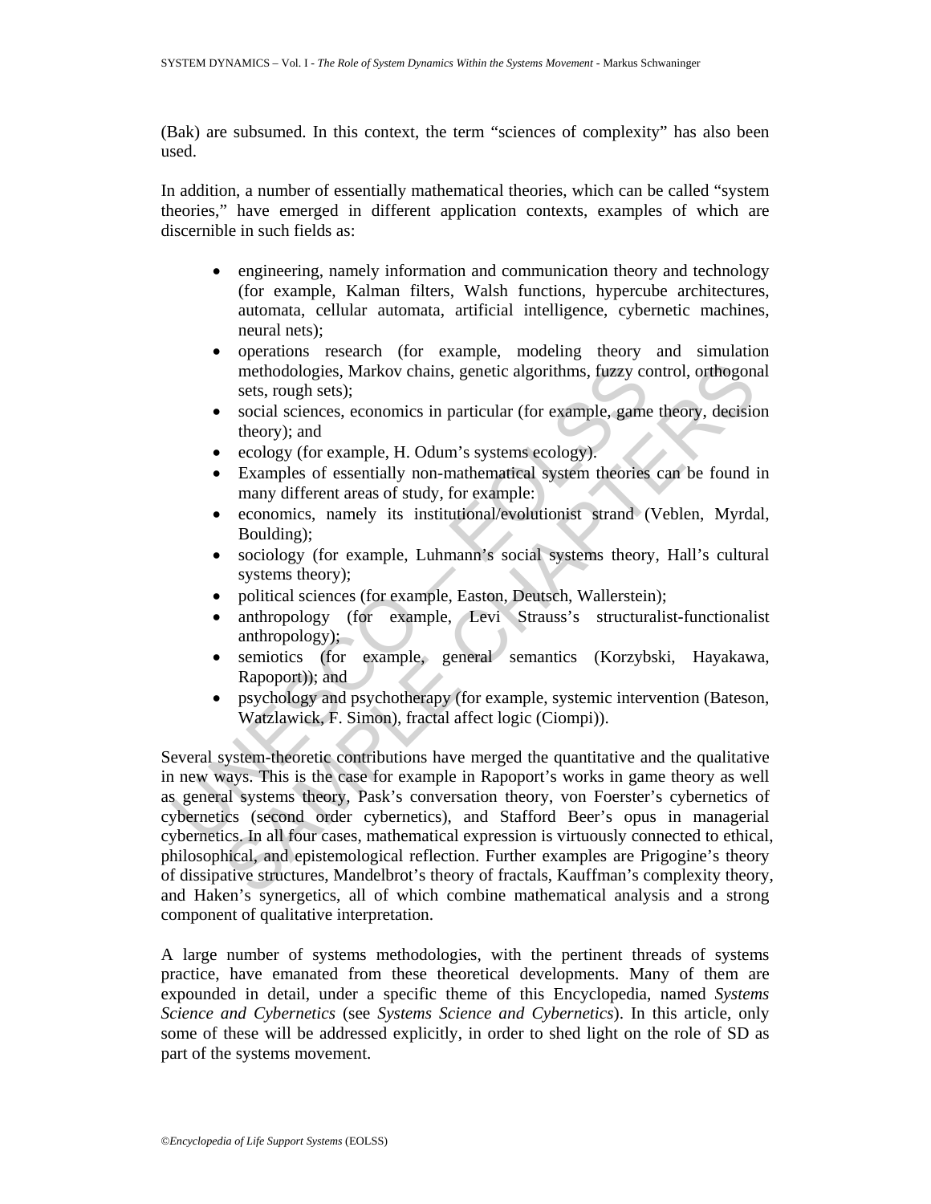(Bak) are subsumed. In this context, the term "sciences of complexity" has also been used.

In addition, a number of essentially mathematical theories, which can be called "system theories," have emerged in different application contexts, examples of which are discernible in such fields as:

- engineering, namely information and communication theory and technology (for example, Kalman filters, Walsh functions, hypercube architectures, automata, cellular automata, artificial intelligence, cybernetic machines, neural nets);
- operations research (for example, modeling theory and simulation methodologies, Markov chains, genetic algorithms, fuzzy control, orthogonal sets, rough sets);
- social sciences, economics in particular (for example, game theory, decision theory); and
- ecology (for example, H. Odum's systems ecology).
- Examples of essentially non-mathematical system theories can be found in many different areas of study, for example:
- economics, namely its institutional/evolutionist strand (Veblen, Myrdal, Boulding);
- sociology (for example, Luhmann's social systems theory, Hall's cultural systems theory);
- political sciences (for example, Easton, Deutsch, Wallerstein);
- anthropology (for example, Levi Strauss's structuralist-functionalist anthropology);
- semiotics (for example, general semantics (Korzybski, Hayakawa, Rapoport)); and
- psychology and psychotherapy (for example, systemic intervention (Bateson, Watzlawick, F. Simon), fractal affect logic (Ciompi)).

Several system-theoretic contributions have merged the quantitative and the qualitative in new ways. This is the case for example in Rapoport's works in game theory as well as general systems theory, Pask's conversation theory, von Foerster's cybernetics of cybernetics (second order cybernetics), and Stafford Beer's opus in managerial cybernetics. In all four cases, mathematical expression is virtuously connected to ethical, philosophical, and epistemological reflection. Further examples are Prigogine's theory of dissipative structures, Mandelbrot's theory of fractals, Kauffman's complexity theory, and Haken's synergetics, all of which combine mathematical analysis and a strong component of qualitative interpretation.

A large number of systems methodologies, with the pertinent threads of systems practice, have emanated from these theoretical developments. Many of them are expounded in detail, under a specific theme of this Encyclopedia, named *Systems Science and Cybernetics* (see *Systems Science and Cybernetics*). In this article, only some of these will be addressed explicitly, in order to shed light on the role of SD as part of the systems movement.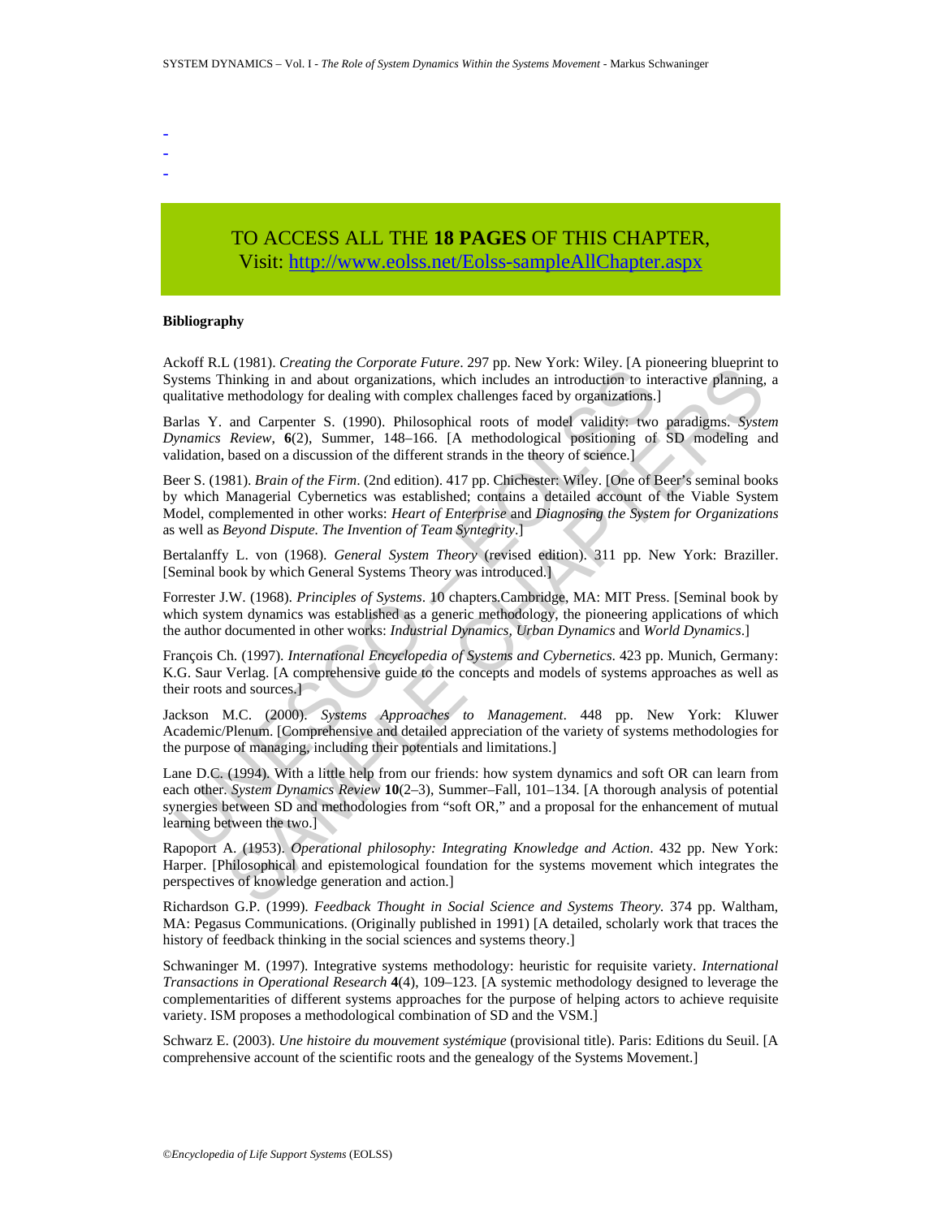-
-
-

TO ACCESS ALL THE **18 PAGES** OF THIS CHAPTER,
Visit: http://www.eolss.net/Eolss-sampleAllChapter.aspx

**Bibliography**

Ackoff R.L (1981). *Creating the Corporate Future*. 297 pp. New York: Wiley. [A pioneering blueprint to Systems Thinking in and about organizations, which includes an introduction to interactive planning, a qualitative methodology for dealing with complex challenges faced by organizations.]

Barlas Y. and Carpenter S. (1990). Philosophical roots of model validity: two paradigms. *System Dynamics Review*, **6**(2), Summer, 148–166. [A methodological positioning of SD modeling and validation, based on a discussion of the different strands in the theory of science.]

Beer S. (1981). *Brain of the Firm*. (2nd edition). 417 pp. Chichester: Wiley. [One of Beer's seminal books by which Managerial Cybernetics was established; contains a detailed account of the Viable System Model, complemented in other works: *Heart of Enterprise* and *Diagnosing the System for Organizations* as well as *Beyond Dispute. The Invention of Team Syntegrity*.]

Bertalanffy L. von (1968). *General System Theory* (revised edition). 311 pp. New York: Braziller. [Seminal book by which General Systems Theory was introduced.]

Forrester J.W. (1968). *Principles of Systems*. 10 chapters.Cambridge, MA: MIT Press. [Seminal book by which system dynamics was established as a generic methodology, the pioneering applications of which the author documented in other works: *Industrial Dynamics, Urban Dynamics* and *World Dynamics*.]

François Ch. (1997). *International Encyclopedia of Systems and Cybernetics*. 423 pp. Munich, Germany: K.G. Saur Verlag. [A comprehensive guide to the concepts and models of systems approaches as well as their roots and sources.]

Jackson M.C. (2000). *Systems Approaches to Management*. 448 pp. New York: Kluwer Academic/Plenum. [Comprehensive and detailed appreciation of the variety of systems methodologies for the purpose of managing, including their potentials and limitations.]

Lane D.C. (1994). With a little help from our friends: how system dynamics and soft OR can learn from each other. *System Dynamics Review* **10**(2–3), Summer–Fall, 101–134. [A thorough analysis of potential synergies between SD and methodologies from "soft OR," and a proposal for the enhancement of mutual learning between the two.]

Rapoport A. (1953). *Operational philosophy: Integrating Knowledge and Action*. 432 pp. New York: Harper. [Philosophical and epistemological foundation for the systems movement which integrates the perspectives of knowledge generation and action.]

Richardson G.P. (1999). *Feedback Thought in Social Science and Systems Theory.* 374 pp. Waltham, MA: Pegasus Communications. (Originally published in 1991) [A detailed, scholarly work that traces the history of feedback thinking in the social sciences and systems theory.]

Schwaninger M. (1997). Integrative systems methodology: heuristic for requisite variety. *International Transactions in Operational Research* **4**(4), 109–123. [A systemic methodology designed to leverage the complementarities of different systems approaches for the purpose of helping actors to achieve requisite variety. ISM proposes a methodological combination of SD and the VSM.]

Schwarz E. (2003). *Une histoire du mouvement systémique* (provisional title). Paris: Editions du Seuil. [A comprehensive account of the scientific roots and the genealogy of the Systems Movement.]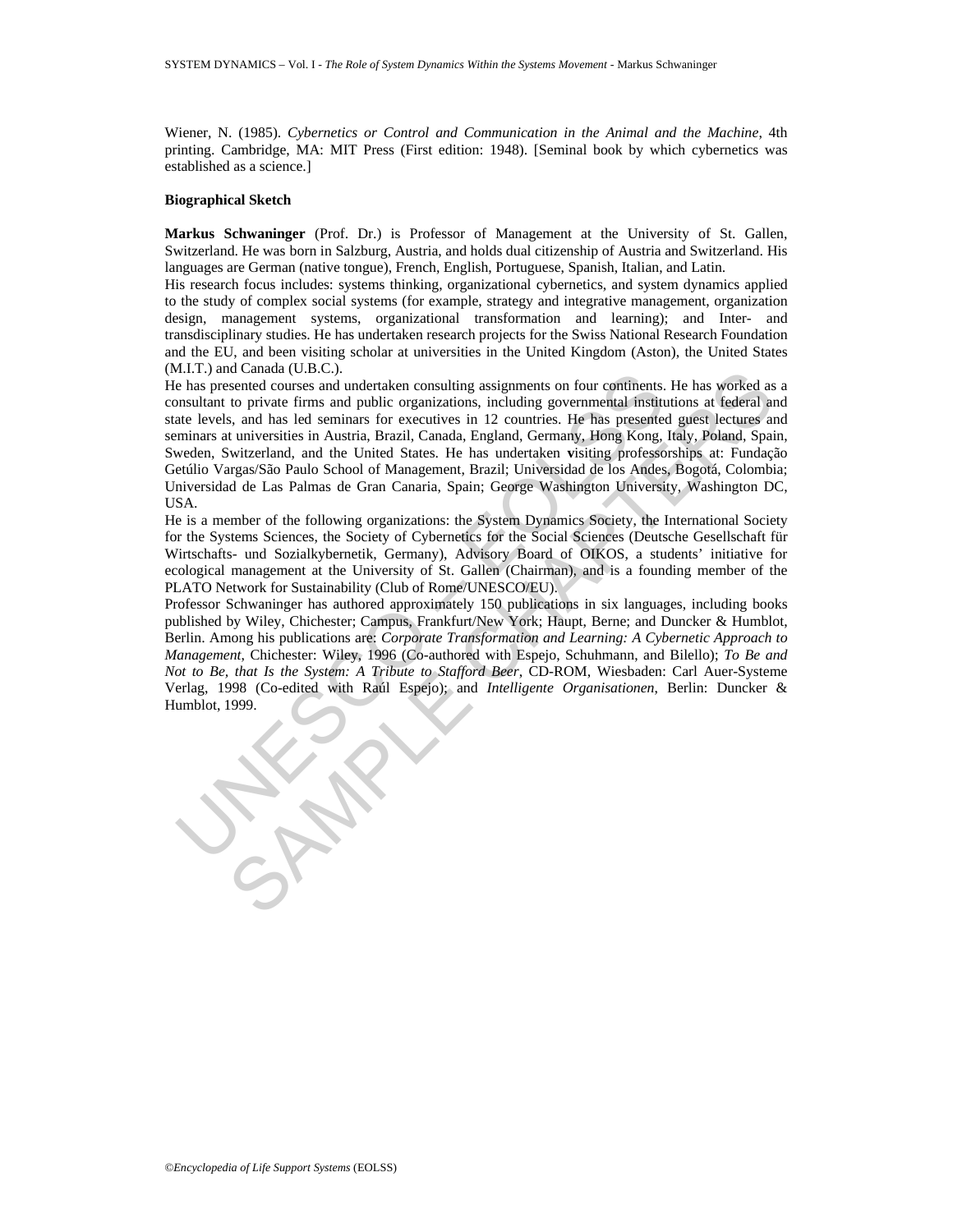Wiener, N. (1985). *Cybernetics or Control and Communication in the Animal and the Machine*, 4th printing. Cambridge, MA: MIT Press (First edition: 1948). [Seminal book by which cybernetics was established as a science.]

**Biographical Sketch**

**Markus Schwaninger** (Prof. Dr.) is Professor of Management at the University of St. Gallen, Switzerland. He was born in Salzburg, Austria, and holds dual citizenship of Austria and Switzerland. His languages are German (native tongue), French, English, Portuguese, Spanish, Italian, and Latin.

His research focus includes: systems thinking, organizational cybernetics, and system dynamics applied to the study of complex social systems (for example, strategy and integrative management, organization design, management systems, organizational transformation and learning); and Inter- and transdisciplinary studies. He has undertaken research projects for the Swiss National Research Foundation and the EU, and been visiting scholar at universities in the United Kingdom (Aston), the United States (M.I.T.) and Canada (U.B.C.).

He has presented courses and undertaken consulting assignments on four continents. He has worked as a consultant to private firms and public organizations, including governmental institutions at federal and state levels, and has led seminars for executives in 12 countries. He has presented guest lectures and seminars at universities in Austria, Brazil, Canada, England, Germany, Hong Kong, Italy, Poland, Spain, Sweden, Switzerland, and the United States. He has undertaken visiting professorships at: Fundação Getúlio Vargas/São Paulo School of Management, Brazil; Universidad de los Andes, Bogotá, Colombia; Universidad de Las Palmas de Gran Canaria, Spain; George Washington University, Washington DC, USA.

He is a member of the following organizations: the System Dynamics Society, the International Society for the Systems Sciences, the Society of Cybernetics for the Social Sciences (Deutsche Gesellschaft für Wirtschafts- und Sozialkybernetik, Germany), Advisory Board of OIKOS, a students' initiative for ecological management at the University of St. Gallen (Chairman), and is a founding member of the PLATO Network for Sustainability (Club of Rome/UNESCO/EU).

Professor Schwaninger has authored approximately 150 publications in six languages, including books published by Wiley, Chichester; Campus, Frankfurt/New York; Haupt, Berne; and Duncker & Humblot, Berlin. Among his publications are: *Corporate Transformation and Learning: A Cybernetic Approach to Management*, Chichester: Wiley, 1996 (Co-authored with Espejo, Schuhmann, and Bilello); *To Be and Not to Be, that Is the System: A Tribute to Stafford Beer*, CD-ROM, Wiesbaden: Carl Auer-Systeme Verlag, 1998 (Co-edited with Raúl Espejo); and *Intelligente Organisationen*, Berlin: Duncker & Humblot, 1999.